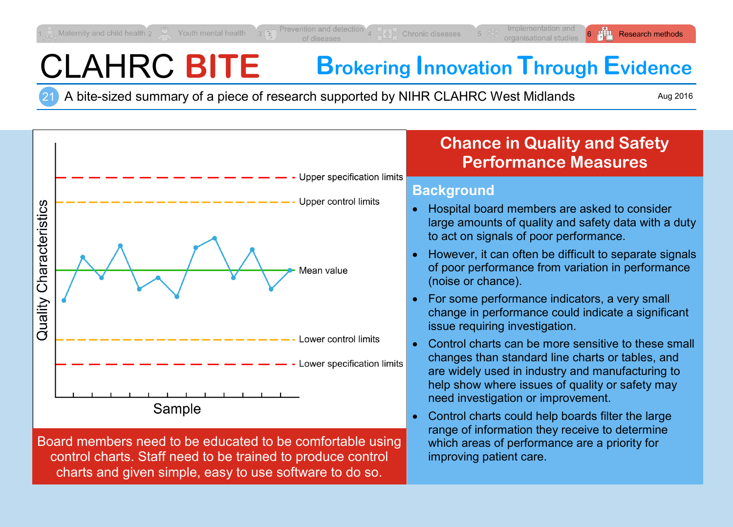1 Maternity and child health | 2 Youth mental health | 3 Prevention and detection of diseases | 4 Chronic diseases | 5 Implementation and organisational studies | 6 Research methods

# CLAHRC BITE

**Brokering Innovation Through Evidence**

21 A bite-sized summary of a piece of research supported by NIHR CLAHRC West Midlands

Aug 2016

Quality Characteristics

Upper specification limits

Upper control limits

Mean value

Lower control limits

Lower specification limits

Sample

Board members need to be educated to be comfortable using control charts. Staff need to be trained to produce control charts and given simple, easy to use software to do so.

## Chance in Quality and Safety Performance Measures

### Background

- Hospital board members are asked to consider large amounts of quality and safety data with a duty to act on signals of poor performance.
- However, it can often be difficult to separate signals of poor performance from variation in performance (noise or chance).
- For some performance indicators, a very small change in performance could indicate a significant issue requiring investigation.
- Control charts can be more sensitive to these small changes than standard line charts or tables, and are widely used in industry and manufacturing to help show where issues of quality or safety may need investigation or improvement.
- Control charts could help boards filter the large range of information they receive to determine which areas of performance are a priority for improving patient care.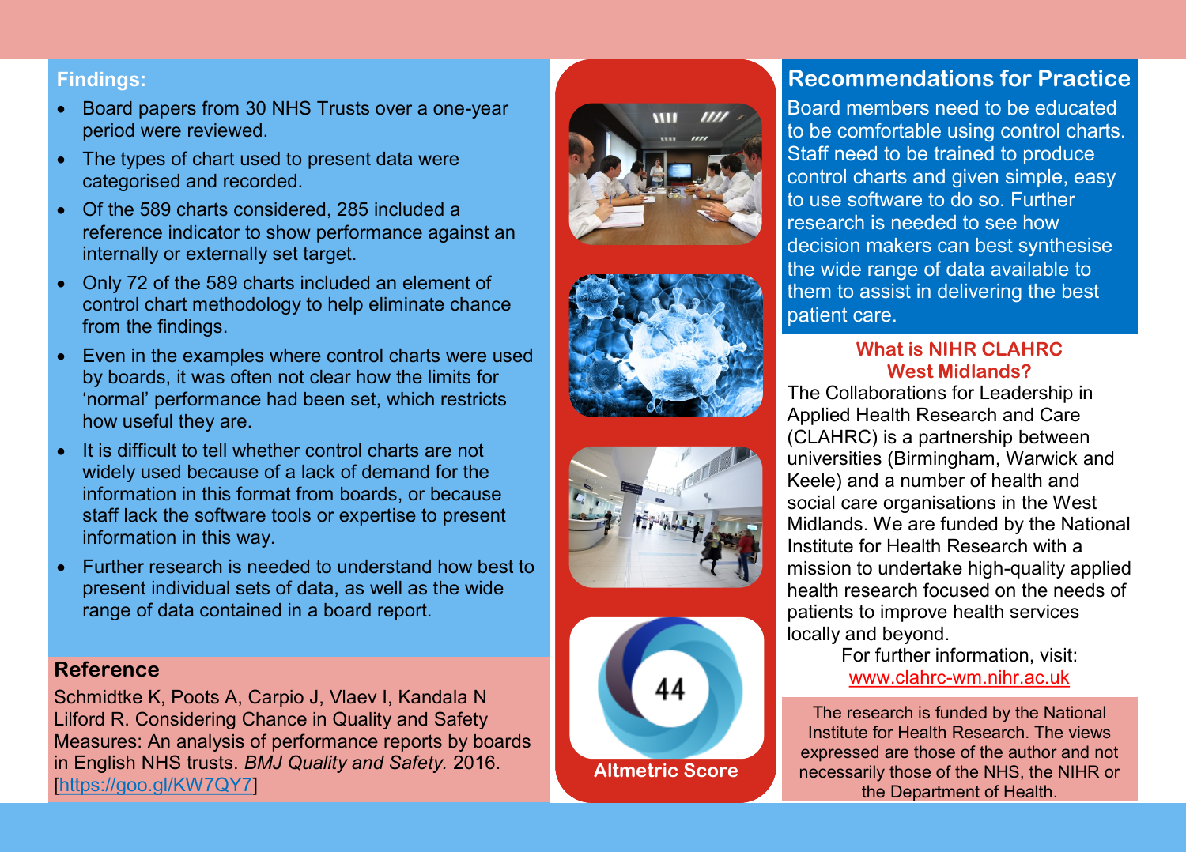## Findings:

- Board papers from 30 NHS Trusts over a one-year period were reviewed.
- The types of chart used to present data were categorised and recorded.
- Of the 589 charts considered, 285 included a reference indicator to show performance against an internally or externally set target.
- Only 72 of the 589 charts included an element of control chart methodology to help eliminate chance from the findings.
- Even in the examples where control charts were used by boards, it was often not clear how the limits for ‘normal’ performance had been set, which restricts how useful they are.
- It is difficult to tell whether control charts are not widely used because of a lack of demand for the information in this format from boards, or because staff lack the software tools or expertise to present information in this way.
- Further research is needed to understand how best to present individual sets of data, as well as the wide range of data contained in a board report.

## Reference

Schmidtke K, Poots A, Carpio J, Vlaev I, Kandala N Lilford R. Considering Chance in Quality and Safety Measures: An analysis of performance reports by boards in English NHS trusts. *BMJ Quality and Safety.* 2016. [https://goo.gl/KW7QY7]

44

**Altmetric Score**

## Recommendations for Practice

Board members need to be educated to be comfortable using control charts. Staff need to be trained to produce control charts and given simple, easy to use software to do so. Further research is needed to see how decision makers can best synthesise the wide range of data available to them to assist in delivering the best patient care.

### What is NIHR CLAHRC West Midlands?

The Collaborations for Leadership in Applied Health Research and Care (CLAHRC) is a partnership between universities (Birmingham, Warwick and Keele) and a number of health and social care organisations in the West Midlands. We are funded by the National Institute for Health Research with a mission to undertake high-quality applied health research focused on the needs of patients to improve health services locally and beyond.

For further information, visit: www.clahrc-wm.nihr.ac.uk

The research is funded by the National Institute for Health Research. The views expressed are those of the author and not necessarily those of the NHS, the NIHR or the Department of Health.